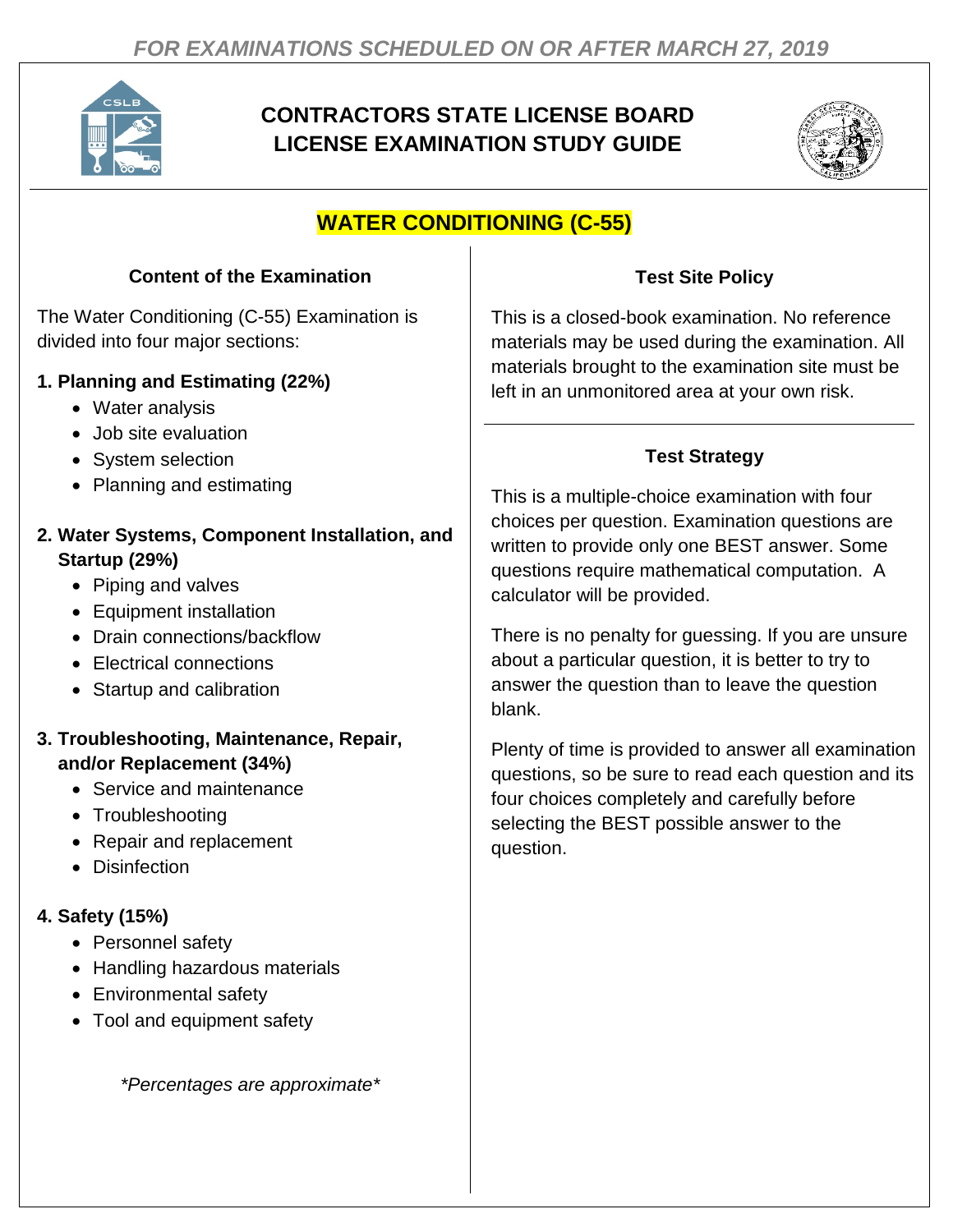*FOR EXAMINATIONS SCHEDULED ON OR AFTER MARCH 27, 2019*

# CONTRACTORS STATE LICENSE BOARD LICENSE EXAMINATION STUDY GUIDE

## WATER CONDITIONING (C-55)

### Content of the Examination

The Water Conditioning (C-55) Examination is divided into four major sections:

**1. Planning and Estimating (22%)**

- Water analysis
- Job site evaluation
- System selection
- Planning and estimating

**2. Water Systems, Component Installation, and Startup (29%)**

- Piping and valves
- Equipment installation
- Drain connections/backflow
- Electrical connections
- Startup and calibration

**3. Troubleshooting, Maintenance, Repair, and/or Replacement (34%)**

- Service and maintenance
- Troubleshooting
- Repair and replacement
- Disinfection

**4. Safety (15%)**

- Personnel safety
- Handling hazardous materials
- Environmental safety
- Tool and equipment safety

*\*Percentages are approximate\**

### Test Site Policy

This is a closed-book examination. No reference materials may be used during the examination. All materials brought to the examination site must be left in an unmonitored area at your own risk.

### Test Strategy

This is a multiple-choice examination with four choices per question. Examination questions are written to provide only one BEST answer. Some questions require mathematical computation. A calculator will be provided.

There is no penalty for guessing. If you are unsure about a particular question, it is better to try to answer the question than to leave the question blank.

Plenty of time is provided to answer all examination questions, so be sure to read each question and its four choices completely and carefully before selecting the BEST possible answer to the question.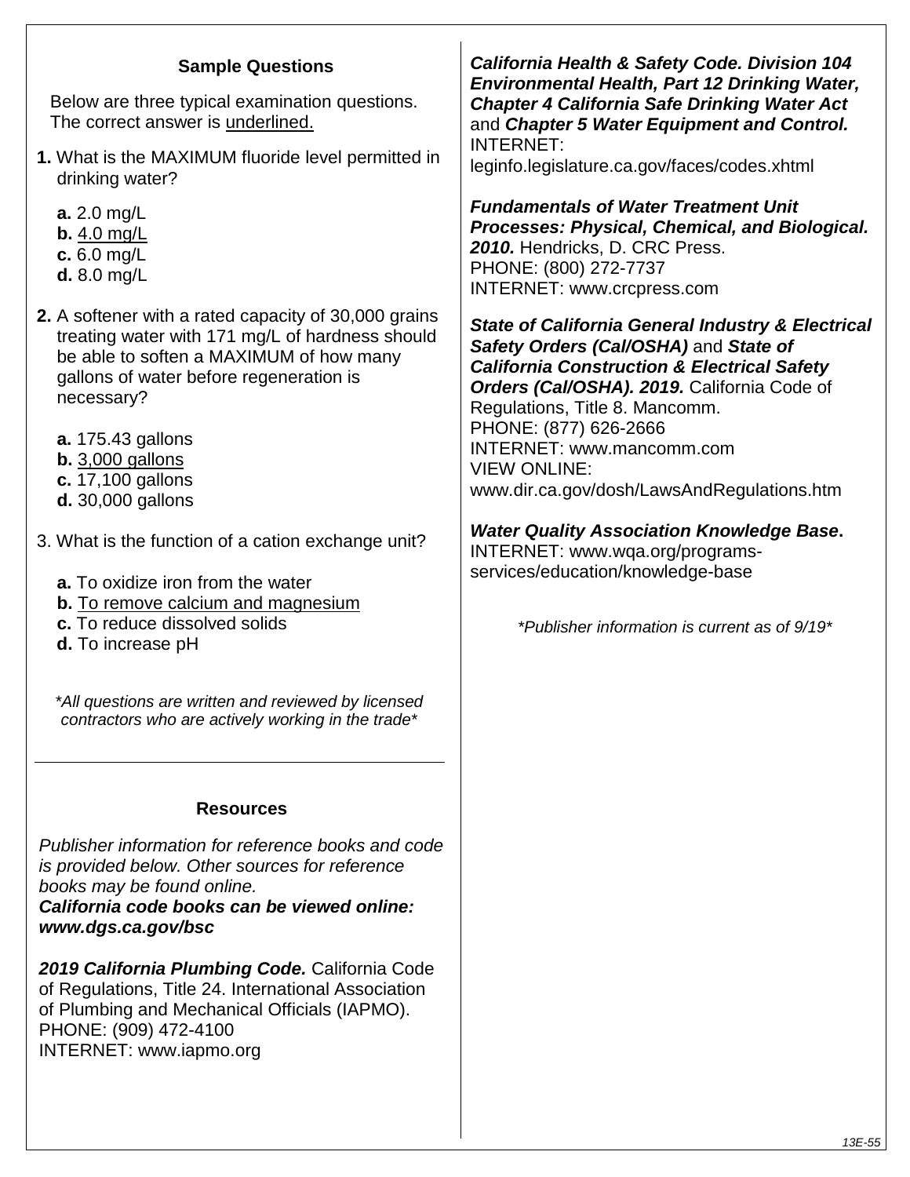## Sample Questions

Below are three typical examination questions. The correct answer is <u>underlined.</u>

**1.** What is the MAXIMUM fluoride level permitted in drinking water?

**a.** 2.0 mg/L
**b.** <u>4.0 mg/L</u>
**c.** 6.0 mg/L
**d.** 8.0 mg/L

**2.** A softener with a rated capacity of 30,000 grains treating water with 171 mg/L of hardness should be able to soften a MAXIMUM of how many gallons of water before regeneration is necessary?

**a.** 175.43 gallons
**b.** <u>3,000 gallons</u>
**c.** 17,100 gallons
**d.** 30,000 gallons

3. What is the function of a cation exchange unit?

**a.** To oxidize iron from the water
**b.** <u>To remove calcium and magnesium</u>
**c.** To reduce dissolved solids
**d.** To increase pH

*\*All questions are written and reviewed by licensed contractors who are actively working in the trade\**

---

## Resources

*Publisher information for reference books and code is provided below. Other sources for reference books may be found online.*
***California code books can be viewed online: www.dgs.ca.gov/bsc***

***2019 California Plumbing Code.*** California Code of Regulations, Title 24. International Association of Plumbing and Mechanical Officials (IAPMO).
PHONE: (909) 472-4100
INTERNET: www.iapmo.org

***California Health & Safety Code. Division 104 Environmental Health, Part 12 Drinking Water, Chapter 4 California Safe Drinking Water Act*** and ***Chapter 5 Water Equipment and Control.***
INTERNET: leginfo.legislature.ca.gov/faces/codes.xhtml

***Fundamentals of Water Treatment Unit Processes: Physical, Chemical, and Biological. 2010.*** Hendricks, D. CRC Press.
PHONE: (800) 272-7737
INTERNET: www.crcpress.com

***State of California General Industry & Electrical Safety Orders (Cal/OSHA)*** and ***State of California Construction & Electrical Safety Orders (Cal/OSHA). 2019.*** California Code of Regulations, Title 8. Mancomm.
PHONE: (877) 626-2666
INTERNET: www.mancomm.com
VIEW ONLINE: www.dir.ca.gov/dosh/LawsAndRegulations.htm

***Water Quality Association Knowledge Base*****.**
INTERNET: www.wqa.org/programs-services/education/knowledge-base

*\*Publisher information is current as of 9/19\**